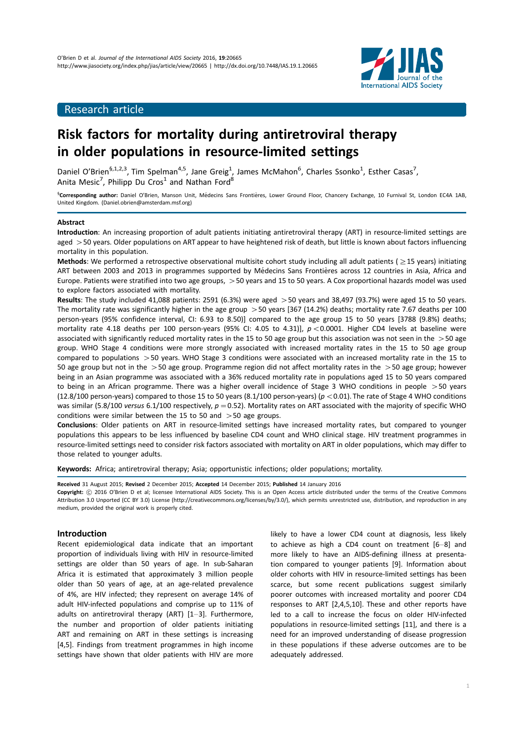Research article

# Risk factors for mortality during antiretroviral therapy in older populations in resource-limited settings

Daniel O'Brien[§,1,2,3], Tim Spelman[4,5], Jane Greig[1], James McMahon[6], Charles Ssonko[1], Esther Casas[7], Anita Mesic[7], Philipp Du Cros[1] and Nathan Ford[8]

[§]**Corresponding author:** Daniel O'Brien, Manson Unit, Médecins Sans Frontières, Lower Ground Floor, Chancery Exchange, 10 Furnival St, London EC4A 1AB, United Kingdom. (Daniel.obrien@amsterdam.msf.org)

## Abstract

**Introduction**: An increasing proportion of adult patients initiating antiretroviral therapy (ART) in resource-limited settings are aged >50 years. Older populations on ART appear to have heightened risk of death, but little is known about factors influencing mortality in this population.

**Methods**: We performed a retrospective observational multisite cohort study including all adult patients ($\geq$15 years) initiating ART between 2003 and 2013 in programmes supported by Médecins Sans Frontières across 12 countries in Asia, Africa and Europe. Patients were stratified into two age groups, >50 years and 15 to 50 years. A Cox proportional hazards model was used to explore factors associated with mortality.

**Results**: The study included 41,088 patients: 2591 (6.3%) were aged >50 years and 38,497 (93.7%) were aged 15 to 50 years. The mortality rate was significantly higher in the age group >50 years [367 (14.2%) deaths; mortality rate 7.67 deaths per 100 person-years (95% confidence interval, CI: 6.93 to 8.50)] compared to the age group 15 to 50 years [3788 (9.8%) deaths; mortality rate 4.18 deaths per 100 person-years (95% CI: 4.05 to 4.31)], $p<0.0001$. Higher CD4 levels at baseline were associated with significantly reduced mortality rates in the 15 to 50 age group but this association was not seen in the >50 age group. WHO Stage 4 conditions were more strongly associated with increased mortality rates in the 15 to 50 age group compared to populations >50 years. WHO Stage 3 conditions were associated with an increased mortality rate in the 15 to 50 age group but not in the >50 age group. Programme region did not affect mortality rates in the >50 age group; however being in an Asian programme was associated with a 36% reduced mortality rate in populations aged 15 to 50 years compared to being in an African programme. There was a higher overall incidence of Stage 3 WHO conditions in people >50 years (12.8/100 person-years) compared to those 15 to 50 years (8.1/100 person-years) ($p<0.01$). The rate of Stage 4 WHO conditions was similar (5.8/100 *versus* 6.1/100 respectively, $p=0.52$). Mortality rates on ART associated with the majority of specific WHO conditions were similar between the 15 to 50 and >50 age groups.

**Conclusions**: Older patients on ART in resource-limited settings have increased mortality rates, but compared to younger populations this appears to be less influenced by baseline CD4 count and WHO clinical stage. HIV treatment programmes in resource-limited settings need to consider risk factors associated with mortality on ART in older populations, which may differ to those related to younger adults.

**Keywords:** Africa; antiretroviral therapy; Asia; opportunistic infections; older populations; mortality.

**Received** 31 August 2015; **Revised** 2 December 2015; **Accepted** 14 December 2015; **Published** 14 January 2016

**Copyright:** © 2016 O'Brien D et al; licensee International AIDS Society. This is an Open Access article distributed under the terms of the Creative Commons Attribution 3.0 Unported (CC BY 3.0) License (http://creativecommons.org/licenses/by/3.0/), which permits unrestricted use, distribution, and reproduction in any medium, provided the original work is properly cited.

## Introduction

Recent epidemiological data indicate that an important proportion of individuals living with HIV in resource-limited settings are older than 50 years of age. In sub-Saharan Africa it is estimated that approximately 3 million people older than 50 years of age, at an age-related prevalence of 4%, are HIV infected; they represent on average 14% of adult HIV-infected populations and comprise up to 11% of adults on antiretroviral therapy (ART) [1–3]. Furthermore, the number and proportion of older patients initiating ART and remaining on ART in these settings is increasing [4,5]. Findings from treatment programmes in high income settings have shown that older patients with HIV are more likely to have a lower CD4 count at diagnosis, less likely to achieve as high a CD4 count on treatment [6–8] and more likely to have an AIDS-defining illness at presentation compared to younger patients [9]. Information about older cohorts with HIV in resource-limited settings has been scarce, but some recent publications suggest similarly poorer outcomes with increased mortality and poorer CD4 responses to ART [2,4,5,10]. These and other reports have led to a call to increase the focus on older HIV-infected populations in resource-limited settings [11], and there is a need for an improved understanding of disease progression in these populations if these adverse outcomes are to be adequately addressed.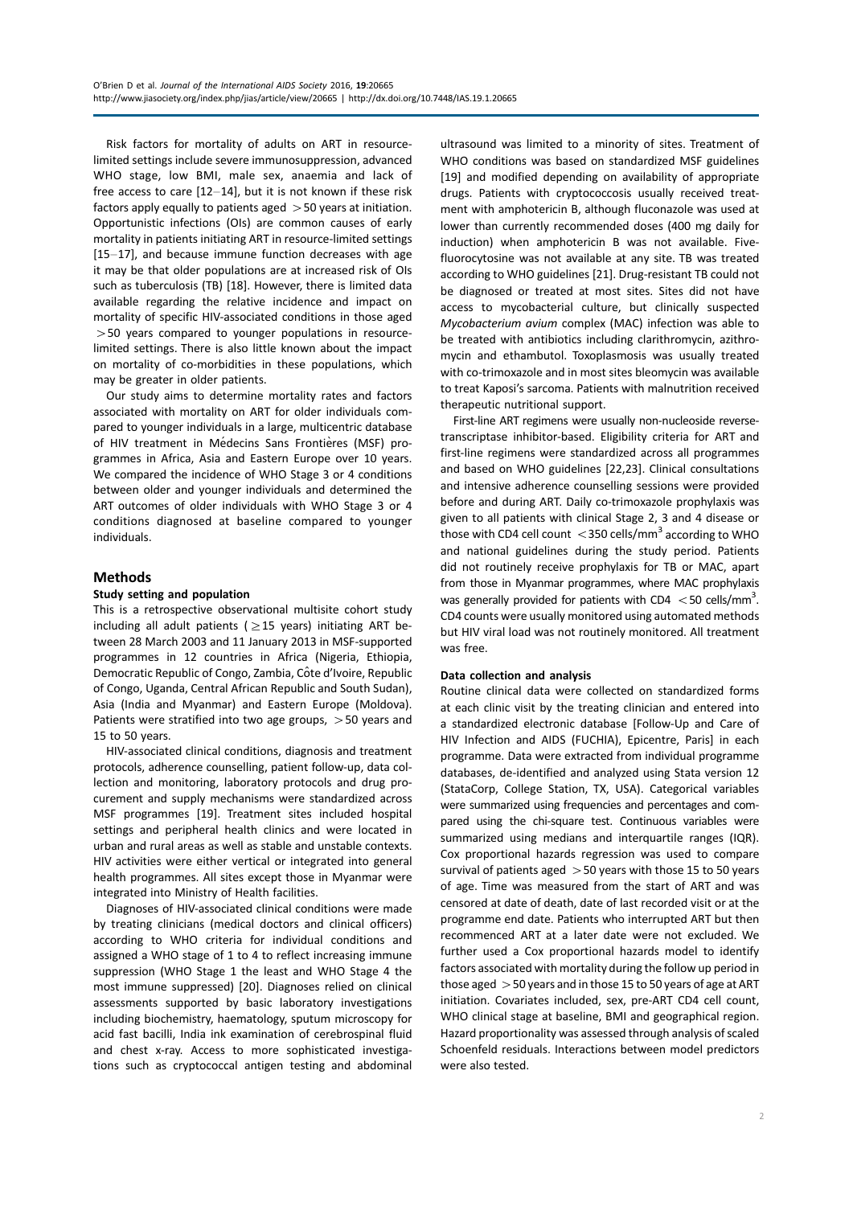Risk factors for mortality of adults on ART in resource-limited settings include severe immunosuppression, advanced WHO stage, low BMI, male sex, anaemia and lack of free access to care [12–14], but it is not known if these risk factors apply equally to patients aged $>50$ years at initiation. Opportunistic infections (OIs) are common causes of early mortality in patients initiating ART in resource-limited settings [15–17], and because immune function decreases with age it may be that older populations are at increased risk of OIs such as tuberculosis (TB) [18]. However, there is limited data available regarding the relative incidence and impact on mortality of specific HIV-associated conditions in those aged $>50$ years compared to younger populations in resource-limited settings. There is also little known about the impact on mortality of co-morbidities in these populations, which may be greater in older patients.

Our study aims to determine mortality rates and factors associated with mortality on ART for older individuals compared to younger individuals in a large, multicentric database of HIV treatment in Médecins Sans Frontières (MSF) programmes in Africa, Asia and Eastern Europe over 10 years. We compared the incidence of WHO Stage 3 or 4 conditions between older and younger individuals and determined the ART outcomes of older individuals with WHO Stage 3 or 4 conditions diagnosed at baseline compared to younger individuals.

## Methods

### Study setting and population

This is a retrospective observational multisite cohort study including all adult patients ($\geq 15$ years) initiating ART between 28 March 2003 and 11 January 2013 in MSF-supported programmes in 12 countries in Africa (Nigeria, Ethiopia, Democratic Republic of Congo, Zambia, Côte d'Ivoire, Republic of Congo, Uganda, Central African Republic and South Sudan), Asia (India and Myanmar) and Eastern Europe (Moldova). Patients were stratified into two age groups, $>50$ years and 15 to 50 years.

HIV-associated clinical conditions, diagnosis and treatment protocols, adherence counselling, patient follow-up, data collection and monitoring, laboratory protocols and drug procurement and supply mechanisms were standardized across MSF programmes [19]. Treatment sites included hospital settings and peripheral health clinics and were located in urban and rural areas as well as stable and unstable contexts. HIV activities were either vertical or integrated into general health programmes. All sites except those in Myanmar were integrated into Ministry of Health facilities.

Diagnoses of HIV-associated clinical conditions were made by treating clinicians (medical doctors and clinical officers) according to WHO criteria for individual conditions and assigned a WHO stage of 1 to 4 to reflect increasing immune suppression (WHO Stage 1 the least and WHO Stage 4 the most immune suppressed) [20]. Diagnoses relied on clinical assessments supported by basic laboratory investigations including biochemistry, haematology, sputum microscopy for acid fast bacilli, India ink examination of cerebrospinal fluid and chest x-ray. Access to more sophisticated investigations such as cryptococcal antigen testing and abdominal ultrasound was limited to a minority of sites. Treatment of WHO conditions was based on standardized MSF guidelines [19] and modified depending on availability of appropriate drugs. Patients with cryptococcosis usually received treatment with amphotericin B, although fluconazole was used at lower than currently recommended doses (400 mg daily for induction) when amphotericin B was not available. Five-fluorocytosine was not available at any site. TB was treated according to WHO guidelines [21]. Drug-resistant TB could not be diagnosed or treated at most sites. Sites did not have access to mycobacterial culture, but clinically suspected *Mycobacterium avium* complex (MAC) infection was able to be treated with antibiotics including clarithromycin, azithromycin and ethambutol. Toxoplasmosis was usually treated with co-trimoxazole and in most sites bleomycin was available to treat Kaposi's sarcoma. Patients with malnutrition received therapeutic nutritional support.

First-line ART regimens were usually non-nucleoside reverse-transcriptase inhibitor-based. Eligibility criteria for ART and first-line regimens were standardized across all programmes and based on WHO guidelines [22,23]. Clinical consultations and intensive adherence counselling sessions were provided before and during ART. Daily co-trimoxazole prophylaxis was given to all patients with clinical Stage 2, 3 and 4 disease or those with CD4 cell count $<350$ cells/mm$^3$ according to WHO and national guidelines during the study period. Patients did not routinely receive prophylaxis for TB or MAC, apart from those in Myanmar programmes, where MAC prophylaxis was generally provided for patients with CD4 $<50$ cells/mm$^3$. CD4 counts were usually monitored using automated methods but HIV viral load was not routinely monitored. All treatment was free.

### Data collection and analysis

Routine clinical data were collected on standardized forms at each clinic visit by the treating clinician and entered into a standardized electronic database [Follow-Up and Care of HIV Infection and AIDS (FUCHIA), Epicentre, Paris] in each programme. Data were extracted from individual programme databases, de-identified and analyzed using Stata version 12 (StataCorp, College Station, TX, USA). Categorical variables were summarized using frequencies and percentages and compared using the chi-square test. Continuous variables were summarized using medians and interquartile ranges (IQR). Cox proportional hazards regression was used to compare survival of patients aged $>50$ years with those 15 to 50 years of age. Time was measured from the start of ART and was censored at date of death, date of last recorded visit or at the programme end date. Patients who interrupted ART but then recommenced ART at a later date were not excluded. We further used a Cox proportional hazards model to identify factors associated with mortality during the follow up period in those aged $>50$ years and in those 15 to 50 years of age at ART initiation. Covariates included, sex, pre-ART CD4 cell count, WHO clinical stage at baseline, BMI and geographical region. Hazard proportionality was assessed through analysis of scaled Schoenfeld residuals. Interactions between model predictors were also tested.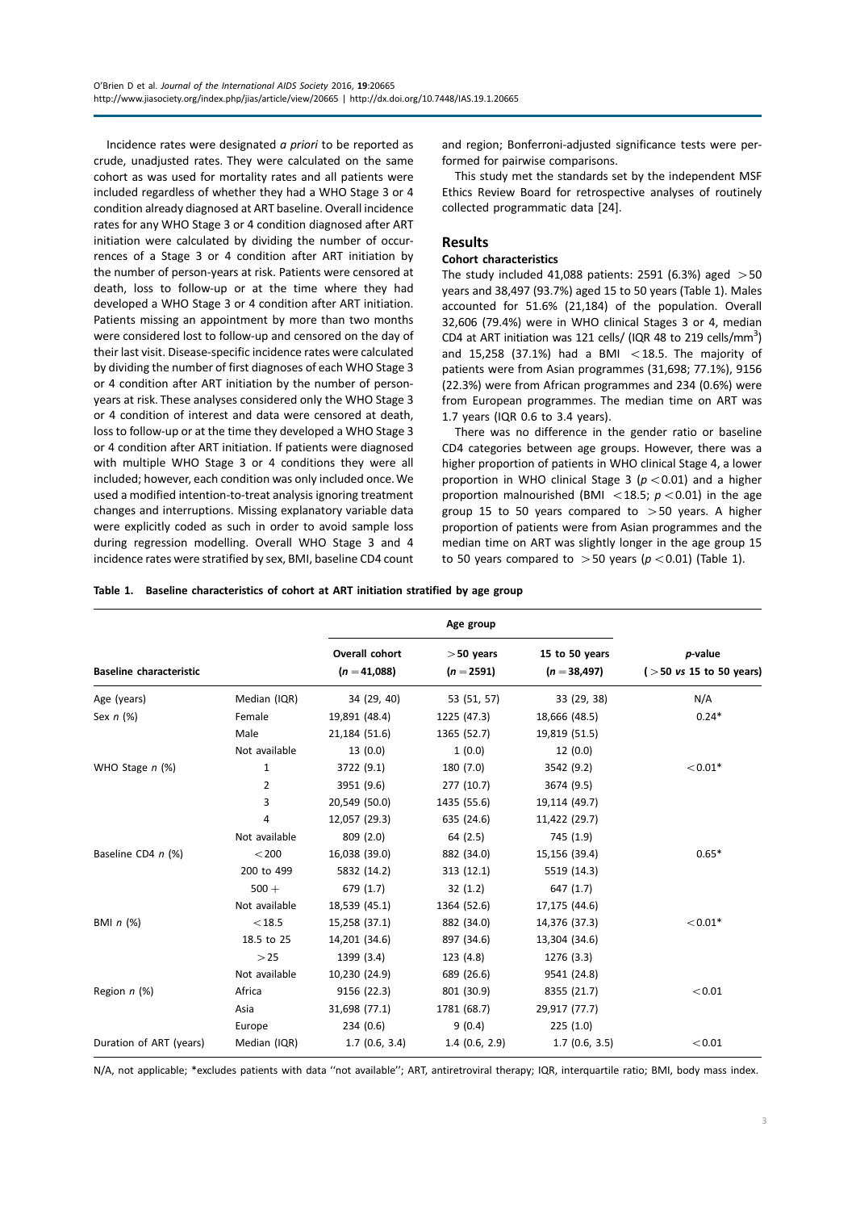Incidence rates were designated *a priori* to be reported as crude, unadjusted rates. They were calculated on the same cohort as was used for mortality rates and all patients were included regardless of whether they had a WHO Stage 3 or 4 condition already diagnosed at ART baseline. Overall incidence rates for any WHO Stage 3 or 4 condition diagnosed after ART initiation were calculated by dividing the number of occurrences of a Stage 3 or 4 condition after ART initiation by the number of person-years at risk. Patients were censored at death, loss to follow-up or at the time where they had developed a WHO Stage 3 or 4 condition after ART initiation. Patients missing an appointment by more than two months were considered lost to follow-up and censored on the day of their last visit. Disease-specific incidence rates were calculated by dividing the number of first diagnoses of each WHO Stage 3 or 4 condition after ART initiation by the number of person-years at risk. These analyses considered only the WHO Stage 3 or 4 condition of interest and data were censored at death, loss to follow-up or at the time they developed a WHO Stage 3 or 4 condition after ART initiation. If patients were diagnosed with multiple WHO Stage 3 or 4 conditions they were all included; however, each condition was only included once. We used a modified intention-to-treat analysis ignoring treatment changes and interruptions. Missing explanatory variable data were explicitly coded as such in order to avoid sample loss during regression modelling. Overall WHO Stage 3 and 4 incidence rates were stratified by sex, BMI, baseline CD4 count and region; Bonferroni-adjusted significance tests were performed for pairwise comparisons.

This study met the standards set by the independent MSF Ethics Review Board for retrospective analyses of routinely collected programmatic data [24].

## Results

### Cohort characteristics

The study included 41,088 patients: 2591 (6.3%) aged >50 years and 38,497 (93.7%) aged 15 to 50 years (Table 1). Males accounted for 51.6% (21,184) of the population. Overall 32,606 (79.4%) were in WHO clinical Stages 3 or 4, median CD4 at ART initiation was 121 cells/ (IQR 48 to 219 cells/mm$^3$) and 15,258 (37.1%) had a BMI <18.5. The majority of patients were from Asian programmes (31,698; 77.1%), 9156 (22.3%) were from African programmes and 234 (0.6%) were from European programmes. The median time on ART was 1.7 years (IQR 0.6 to 3.4 years).

There was no difference in the gender ratio or baseline CD4 categories between age groups. However, there was a higher proportion of patients in WHO clinical Stage 4, a lower proportion in WHO clinical Stage 3 ($p<0.01$) and a higher proportion malnourished (BMI <18.5; $p<0.01$) in the age group 15 to 50 years compared to >50 years. A higher proportion of patients were from Asian programmes and the median time on ART was slightly longer in the age group 15 to 50 years compared to >50 years ($p<0.01$) (Table 1).

**Table 1. Baseline characteristics of cohort at ART initiation stratified by age group**

| Baseline characteristic | | Overall cohort ($n$ = 41,088) | >50 years ($n$ = 2591) | 15 to 50 years ($n$ = 38,497) | *p*-value (>50 *vs* 15 to 50 years) |
|---|---|---|---|---|---|
| Age (years) | Median (IQR) | 34 (29, 40) | 53 (51, 57) | 33 (29, 38) | N/A |
| Sex *n* (%) | Female | 19,891 (48.4) | 1225 (47.3) | 18,666 (48.5) | 0.24* |
| | Male | 21,184 (51.6) | 1365 (52.7) | 19,819 (51.5) | |
| | Not available | 13 (0.0) | 1 (0.0) | 12 (0.0) | |
| WHO Stage *n* (%) | 1 | 3722 (9.1) | 180 (7.0) | 3542 (9.2) | <0.01* |
| | 2 | 3951 (9.6) | 277 (10.7) | 3674 (9.5) | |
| | 3 | 20,549 (50.0) | 1435 (55.6) | 19,114 (49.7) | |
| | 4 | 12,057 (29.3) | 635 (24.6) | 11,422 (29.7) | |
| | Not available | 809 (2.0) | 64 (2.5) | 745 (1.9) | |
| Baseline CD4 *n* (%) | <200 | 16,038 (39.0) | 882 (34.0) | 15,156 (39.4) | 0.65* |
| | 200 to 499 | 5832 (14.2) | 313 (12.1) | 5519 (14.3) | |
| | 500+ | 679 (1.7) | 32 (1.2) | 647 (1.7) | |
| | Not available | 18,539 (45.1) | 1364 (52.6) | 17,175 (44.6) | |
| BMI *n* (%) | <18.5 | 15,258 (37.1) | 882 (34.0) | 14,376 (37.3) | <0.01* |
| | 18.5 to 25 | 14,201 (34.6) | 897 (34.6) | 13,304 (34.6) | |
| | >25 | 1399 (3.4) | 123 (4.8) | 1276 (3.3) | |
| | Not available | 10,230 (24.9) | 689 (26.6) | 9541 (24.8) | |
| Region *n* (%) | Africa | 9156 (22.3) | 801 (30.9) | 8355 (21.7) | <0.01 |
| | Asia | 31,698 (77.1) | 1781 (68.7) | 29,917 (77.7) | |
| | Europe | 234 (0.6) | 9 (0.4) | 225 (1.0) | |
| Duration of ART (years) | Median (IQR) | 1.7 (0.6, 3.4) | 1.4 (0.6, 2.9) | 1.7 (0.6, 3.5) | <0.01 |

N/A, not applicable; *excludes patients with data "not available"; ART, antiretroviral therapy; IQR, interquartile ratio; BMI, body mass index.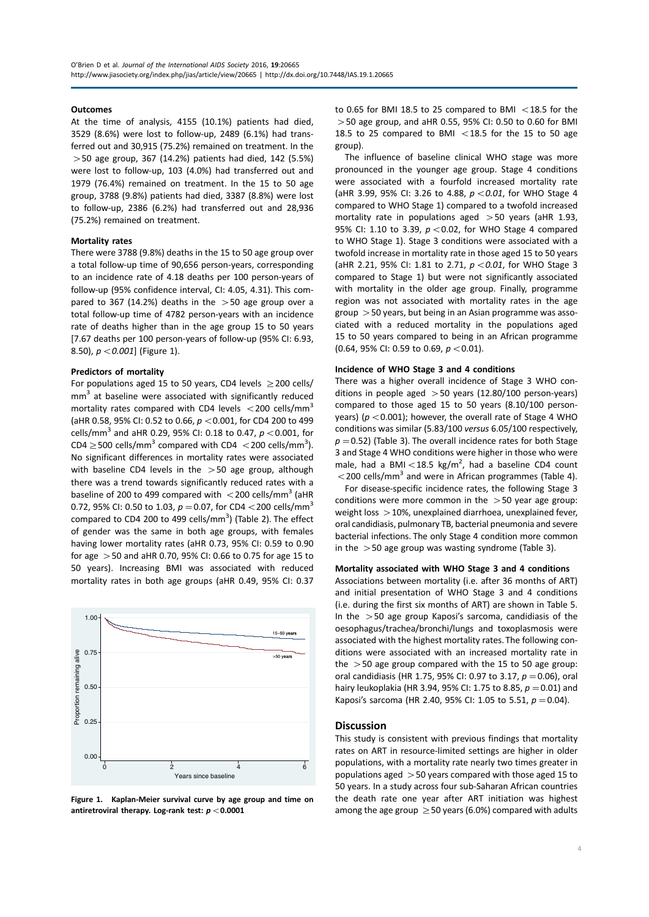#### Outcomes

At the time of analysis, 4155 (10.1%) patients had died, 3529 (8.6%) were lost to follow-up, 2489 (6.1%) had transferred out and 30,915 (75.2%) remained on treatment. In the >50 age group, 367 (14.2%) patients had died, 142 (5.5%) were lost to follow-up, 103 (4.0%) had transferred out and 1979 (76.4%) remained on treatment. In the 15 to 50 age group, 3788 (9.8%) patients had died, 3387 (8.8%) were lost to follow-up, 2386 (6.2%) had transferred out and 28,936 (75.2%) remained on treatment.

#### Mortality rates

There were 3788 (9.8%) deaths in the 15 to 50 age group over a total follow-up time of 90,656 person-years, corresponding to an incidence rate of 4.18 deaths per 100 person-years of follow-up (95% confidence interval, CI: 4.05, 4.31). This compared to 367 (14.2%) deaths in the >50 age group over a total follow-up time of 4782 person-years with an incidence rate of deaths higher than in the age group 15 to 50 years [7.67 deaths per 100 person-years of follow-up (95% CI: 6.93, 8.50), *p <0.001*] (Figure 1).

#### Predictors of mortality

For populations aged 15 to 50 years, CD4 levels ≥200 cells/mm$^3$ at baseline were associated with significantly reduced mortality rates compared with CD4 levels <200 cells/mm$^3$ (aHR 0.58, 95% CI: 0.52 to 0.66, *p* <0.001, for CD4 200 to 499 cells/mm$^3$ and aHR 0.29, 95% CI: 0.18 to 0.47, *p* <0.001, for CD4 ≥500 cells/mm$^3$ compared with CD4 <200 cells/mm$^3$). No significant differences in mortality rates were associated with baseline CD4 levels in the >50 age group, although there was a trend towards significantly reduced rates with a baseline of 200 to 499 compared with <200 cells/mm$^3$ (aHR 0.72, 95% CI: 0.50 to 1.03, *p* = 0.07, for CD4 <200 cells/mm$^3$ compared to CD4 200 to 499 cells/mm$^3$) (Table 2). The effect of gender was the same in both age groups, with females having lower mortality rates (aHR 0.73, 95% CI: 0.59 to 0.90 for age >50 and aHR 0.70, 95% CI: 0.66 to 0.75 for age 15 to 50 years). Increasing BMI was associated with reduced mortality rates in both age groups (aHR 0.49, 95% CI: 0.37 to 0.65 for BMI 18.5 to 25 compared to BMI <18.5 for the >50 age group, and aHR 0.55, 95% CI: 0.50 to 0.60 for BMI 18.5 to 25 compared to BMI <18.5 for the 15 to 50 age group).

**Figure 1. Kaplan-Meier survival curve by age group and time on antiretroviral therapy. Log-rank test: *p* <0.0001**

The influence of baseline clinical WHO stage was more pronounced in the younger age group. Stage 4 conditions were associated with a fourfold increased mortality rate (aHR 3.99, 95% CI: 3.26 to 4.88, *p <0.01*, for WHO Stage 4 compared to WHO Stage 1) compared to a twofold increased mortality rate in populations aged >50 years (aHR 1.93, 95% CI: 1.10 to 3.39, *p* <0.02, for WHO Stage 4 compared to WHO Stage 1). Stage 3 conditions were associated with a twofold increase in mortality rate in those aged 15 to 50 years (aHR 2.21, 95% CI: 1.81 to 2.71, *p <0.01*, for WHO Stage 3 compared to Stage 1) but were not significantly associated with mortality in the older age group. Finally, programme region was not associated with mortality rates in the age group >50 years, but being in an Asian programme was associated with a reduced mortality in the populations aged 15 to 50 years compared to being in an African programme (0.64, 95% CI: 0.59 to 0.69, *p* <0.01).

#### Incidence of WHO Stage 3 and 4 conditions

There was a higher overall incidence of Stage 3 WHO conditions in people aged >50 years (12.80/100 person-years) compared to those aged 15 to 50 years (8.10/100 person-years) (*p* <0.001); however, the overall rate of Stage 4 WHO conditions was similar (5.83/100 *versus* 6.05/100 respectively, *p* = 0.52) (Table 3). The overall incidence rates for both Stage 3 and Stage 4 WHO conditions were higher in those who were male, had a BMI <18.5 kg/m$^2$, had a baseline CD4 count <200 cells/mm$^3$ and were in African programmes (Table 4).

For disease-specific incidence rates, the following Stage 3 conditions were more common in the >50 year age group: weight loss >10%, unexplained diarrhoea, unexplained fever, oral candidiasis, pulmonary TB, bacterial pneumonia and severe bacterial infections. The only Stage 4 condition more common in the >50 age group was wasting syndrome (Table 3).

#### Mortality associated with WHO Stage 3 and 4 conditions

Associations between mortality (i.e. after 36 months of ART) and initial presentation of WHO Stage 3 and 4 conditions (i.e. during the first six months of ART) are shown in Table 5. In the >50 age group Kaposi's sarcoma, candidiasis of the oesophagus/trachea/bronchi/lungs and toxoplasmosis were associated with the highest mortality rates. The following conditions were associated with an increased mortality rate in the >50 age group compared with the 15 to 50 age group: oral candidiasis (HR 1.75, 95% CI: 0.97 to 3.17, *p* = 0.06), oral hairy leukoplakia (HR 3.94, 95% CI: 1.75 to 8.85, *p* = 0.01) and Kaposi's sarcoma (HR 2.40, 95% CI: 1.05 to 5.51, *p* = 0.04).

## Discussion

This study is consistent with previous findings that mortality rates on ART in resource-limited settings are higher in older populations, with a mortality rate nearly two times greater in populations aged >50 years compared with those aged 15 to 50 years. In a study across four sub-Saharan African countries the death rate one year after ART initiation was highest among the age group ≥50 years (6.0%) compared with adults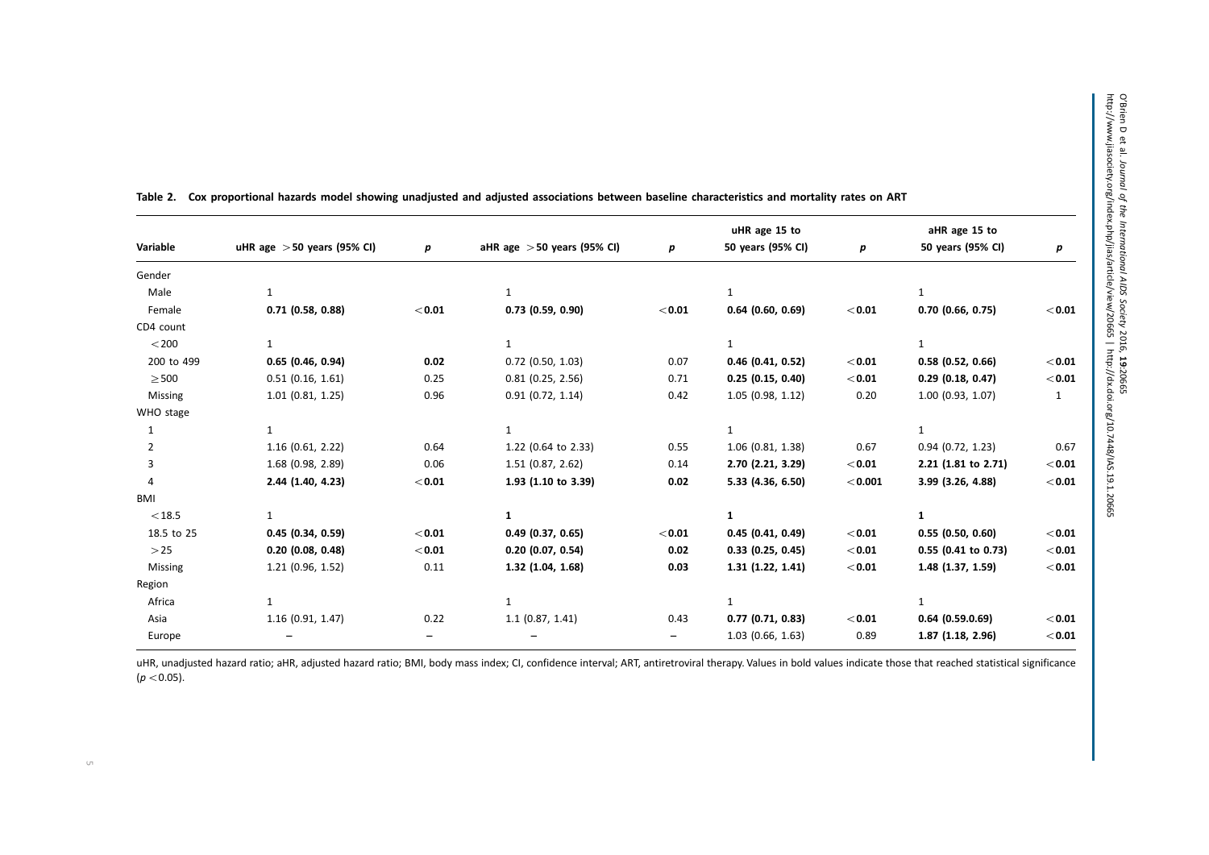**Table 2. Cox proportional hazards model showing unadjusted and adjusted associations between baseline characteristics and mortality rates on ART**

| Variable | uHR age >50 years (95% CI) | *p* | aHR age >50 years (95% CI) | *p* | uHR age 15 to 50 years (95% CI) | *p* | aHR age 15 to 50 years (95% CI) | *p* |
|---|---|---|---|---|---|---|---|---|
| Gender | | | | | | | | |
| Male | 1 | | 1 | | 1 | | 1 | |
| Female | **0.71 (0.58, 0.88)** | **<0.01** | **0.73 (0.59, 0.90)** | **<0.01** | **0.64 (0.60, 0.69)** | **<0.01** | **0.70 (0.66, 0.75)** | **<0.01** |
| CD4 count | | | | | | | | |
| <200 | 1 | | 1 | | 1 | | 1 | |
| 200 to 499 | **0.65 (0.46, 0.94)** | **0.02** | 0.72 (0.50, 1.03) | 0.07 | **0.46 (0.41, 0.52)** | **<0.01** | **0.58 (0.52, 0.66)** | **<0.01** |
| ≥500 | 0.51 (0.16, 1.61) | 0.25 | 0.81 (0.25, 2.56) | 0.71 | **0.25 (0.15, 0.40)** | **<0.01** | **0.29 (0.18, 0.47)** | **<0.01** |
| Missing | 1.01 (0.81, 1.25) | 0.96 | 0.91 (0.72, 1.14) | 0.42 | 1.05 (0.98, 1.12) | 0.20 | 1.00 (0.93, 1.07) | 1 |
| WHO stage | | | | | | | | |
| 1 | 1 | | 1 | | 1 | | 1 | |
| 2 | 1.16 (0.61, 2.22) | 0.64 | 1.22 (0.64 to 2.33) | 0.55 | 1.06 (0.81, 1.38) | 0.67 | 0.94 (0.72, 1.23) | 0.67 |
| 3 | 1.68 (0.98, 2.89) | 0.06 | 1.51 (0.87, 2.62) | 0.14 | **2.70 (2.21, 3.29)** | **<0.01** | **2.21 (1.81 to 2.71)** | **<0.01** |
| 4 | **2.44 (1.40, 4.23)** | **<0.01** | **1.93 (1.10 to 3.39)** | **0.02** | **5.33 (4.36, 6.50)** | **<0.001** | **3.99 (3.26, 4.88)** | **<0.01** |
| BMI | | | | | | | | |
| <18.5 | 1 | | **1** | | **1** | | **1** | |
| 18.5 to 25 | **0.45 (0.34, 0.59)** | **<0.01** | **0.49 (0.37, 0.65)** | **<0.01** | **0.45 (0.41, 0.49)** | **<0.01** | **0.55 (0.50, 0.60)** | **<0.01** |
| >25 | **0.20 (0.08, 0.48)** | **<0.01** | **0.20 (0.07, 0.54)** | **0.02** | **0.33 (0.25, 0.45)** | **<0.01** | **0.55 (0.41 to 0.73)** | **<0.01** |
| Missing | 1.21 (0.96, 1.52) | 0.11 | **1.32 (1.04, 1.68)** | **0.03** | **1.31 (1.22, 1.41)** | **<0.01** | **1.48 (1.37, 1.59)** | **<0.01** |
| Region | | | | | | | | |
| Africa | 1 | | 1 | | 1 | | 1 | |
| Asia | 1.16 (0.91, 1.47) | 0.22 | 1.1 (0.87, 1.41) | 0.43 | **0.77 (0.71, 0.83)** | **<0.01** | **0.64 (0.59.0.69)** | **<0.01** |
| Europe | – | – | – | – | 1.03 (0.66, 1.63) | 0.89 | **1.87 (1.18, 2.96)** | **<0.01** |

uHR, unadjusted hazard ratio; aHR, adjusted hazard ratio; BMI, body mass index; CI, confidence interval; ART, antiretroviral therapy. Values in bold values indicate those that reached statistical significance ($p < 0.05$).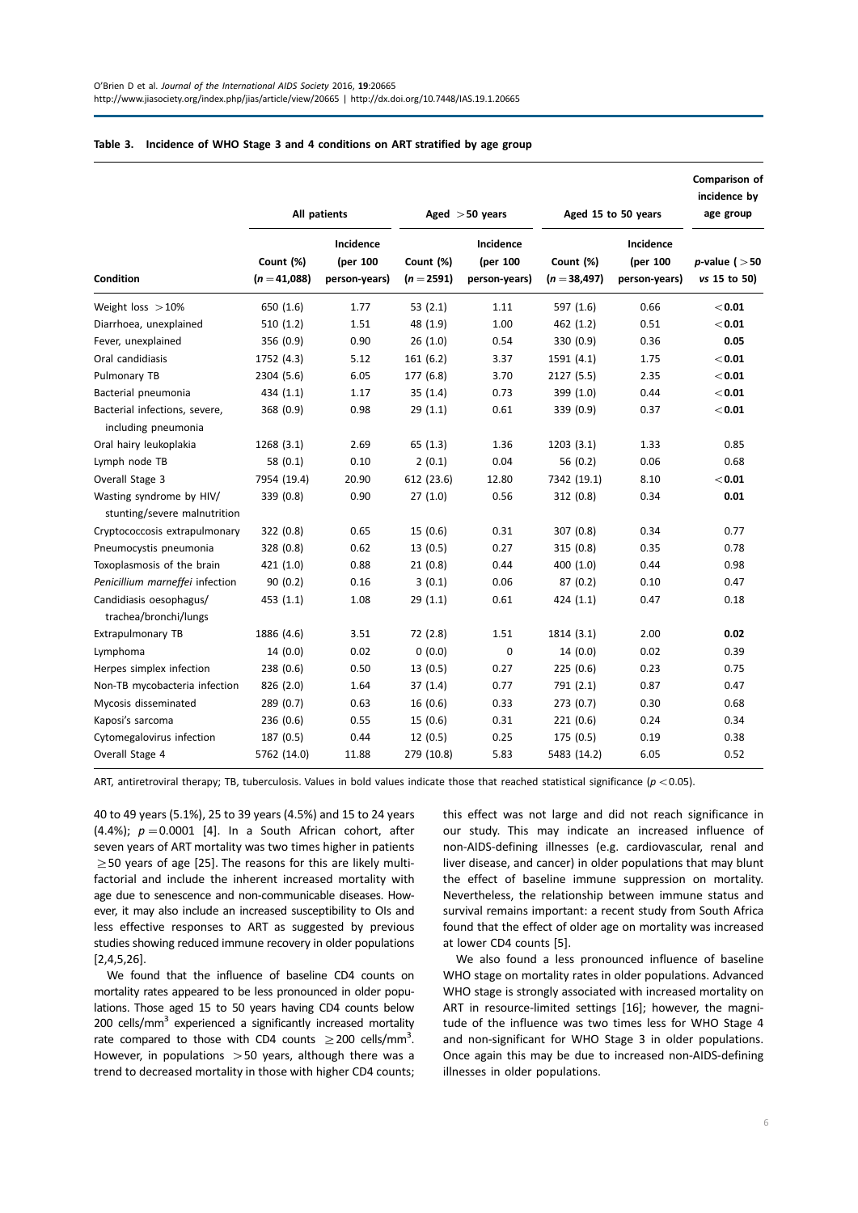**Table 3. Incidence of WHO Stage 3 and 4 conditions on ART stratified by age group**

| Condition | All patients | | Aged >50 years | | Aged 15 to 50 years | | Comparison of incidence by age group |
|---|---|---|---|---|---|---|---|
| | Count (%) ($n$ = 41,088) | Incidence (per 100 person-years) | Count (%) ($n$ = 2591) | Incidence (per 100 person-years) | Count (%) ($n$ = 38,497) | Incidence (per 100 person-years) | $p$-value (>50 *vs* 15 to 50) |
| Weight loss >10% | 650 (1.6) | 1.77 | 53 (2.1) | 1.11 | 597 (1.6) | 0.66 | **<0.01** |
| Diarrhoea, unexplained | 510 (1.2) | 1.51 | 48 (1.9) | 1.00 | 462 (1.2) | 0.51 | **<0.01** |
| Fever, unexplained | 356 (0.9) | 0.90 | 26 (1.0) | 0.54 | 330 (0.9) | 0.36 | **0.05** |
| Oral candidiasis | 1752 (4.3) | 5.12 | 161 (6.2) | 3.37 | 1591 (4.1) | 1.75 | **<0.01** |
| Pulmonary TB | 2304 (5.6) | 6.05 | 177 (6.8) | 3.70 | 2127 (5.5) | 2.35 | **<0.01** |
| Bacterial pneumonia | 434 (1.1) | 1.17 | 35 (1.4) | 0.73 | 399 (1.0) | 0.44 | **<0.01** |
| Bacterial infections, severe, including pneumonia | 368 (0.9) | 0.98 | 29 (1.1) | 0.61 | 339 (0.9) | 0.37 | **<0.01** |
| Oral hairy leukoplakia | 1268 (3.1) | 2.69 | 65 (1.3) | 1.36 | 1203 (3.1) | 1.33 | 0.85 |
| Lymph node TB | 58 (0.1) | 0.10 | 2 (0.1) | 0.04 | 56 (0.2) | 0.06 | 0.68 |
| Overall Stage 3 | 7954 (19.4) | 20.90 | 612 (23.6) | 12.80 | 7342 (19.1) | 8.10 | **<0.01** |
| Wasting syndrome by HIV/ stunting/severe malnutrition | 339 (0.8) | 0.90 | 27 (1.0) | 0.56 | 312 (0.8) | 0.34 | **0.01** |
| Cryptococcosis extrapulmonary | 322 (0.8) | 0.65 | 15 (0.6) | 0.31 | 307 (0.8) | 0.34 | 0.77 |
| Pneumocystis pneumonia | 328 (0.8) | 0.62 | 13 (0.5) | 0.27 | 315 (0.8) | 0.35 | 0.78 |
| Toxoplasmosis of the brain | 421 (1.0) | 0.88 | 21 (0.8) | 0.44 | 400 (1.0) | 0.44 | 0.98 |
| *Penicillium marneffei* infection | 90 (0.2) | 0.16 | 3 (0.1) | 0.06 | 87 (0.2) | 0.10 | 0.47 |
| Candidiasis oesophagus/ trachea/bronchi/lungs | 453 (1.1) | 1.08 | 29 (1.1) | 0.61 | 424 (1.1) | 0.47 | 0.18 |
| Extrapulmonary TB | 1886 (4.6) | 3.51 | 72 (2.8) | 1.51 | 1814 (3.1) | 2.00 | **0.02** |
| Lymphoma | 14 (0.0) | 0.02 | 0 (0.0) | 0 | 14 (0.0) | 0.02 | 0.39 |
| Herpes simplex infection | 238 (0.6) | 0.50 | 13 (0.5) | 0.27 | 225 (0.6) | 0.23 | 0.75 |
| Non-TB mycobacteria infection | 826 (2.0) | 1.64 | 37 (1.4) | 0.77 | 791 (2.1) | 0.87 | 0.47 |
| Mycosis disseminated | 289 (0.7) | 0.63 | 16 (0.6) | 0.33 | 273 (0.7) | 0.30 | 0.68 |
| Kaposi's sarcoma | 236 (0.6) | 0.55 | 15 (0.6) | 0.31 | 221 (0.6) | 0.24 | 0.34 |
| Cytomegalovirus infection | 187 (0.5) | 0.44 | 12 (0.5) | 0.25 | 175 (0.5) | 0.19 | 0.38 |
| Overall Stage 4 | 5762 (14.0) | 11.88 | 279 (10.8) | 5.83 | 5483 (14.2) | 6.05 | 0.52 |

ART, antiretroviral therapy; TB, tuberculosis. Values in bold values indicate those that reached statistical significance ($p$ <0.05).

40 to 49 years (5.1%), 25 to 39 years (4.5%) and 15 to 24 years (4.4%); $p$ = 0.0001 [4]. In a South African cohort, after seven years of ART mortality was two times higher in patients ≥50 years of age [25]. The reasons for this are likely multifactorial and include the inherent increased mortality with age due to senescence and non-communicable diseases. However, it may also include an increased susceptibility to OIs and less effective responses to ART as suggested by previous studies showing reduced immune recovery in older populations [2,4,5,26].

We found that the influence of baseline CD4 counts on mortality rates appeared to be less pronounced in older populations. Those aged 15 to 50 years having CD4 counts below 200 cells/mm$^3$ experienced a significantly increased mortality rate compared to those with CD4 counts ≥200 cells/mm$^3$. However, in populations >50 years, although there was a trend to decreased mortality in those with higher CD4 counts; this effect was not large and did not reach significance in our study. This may indicate an increased influence of non-AIDS-defining illnesses (e.g. cardiovascular, renal and liver disease, and cancer) in older populations that may blunt the effect of baseline immune suppression on mortality. Nevertheless, the relationship between immune status and survival remains important: a recent study from South Africa found that the effect of older age on mortality was increased at lower CD4 counts [5].

We also found a less pronounced influence of baseline WHO stage on mortality rates in older populations. Advanced WHO stage is strongly associated with increased mortality on ART in resource-limited settings [16]; however, the magnitude of the influence was two times less for WHO Stage 4 and non-significant for WHO Stage 3 in older populations. Once again this may be due to increased non-AIDS-defining illnesses in older populations.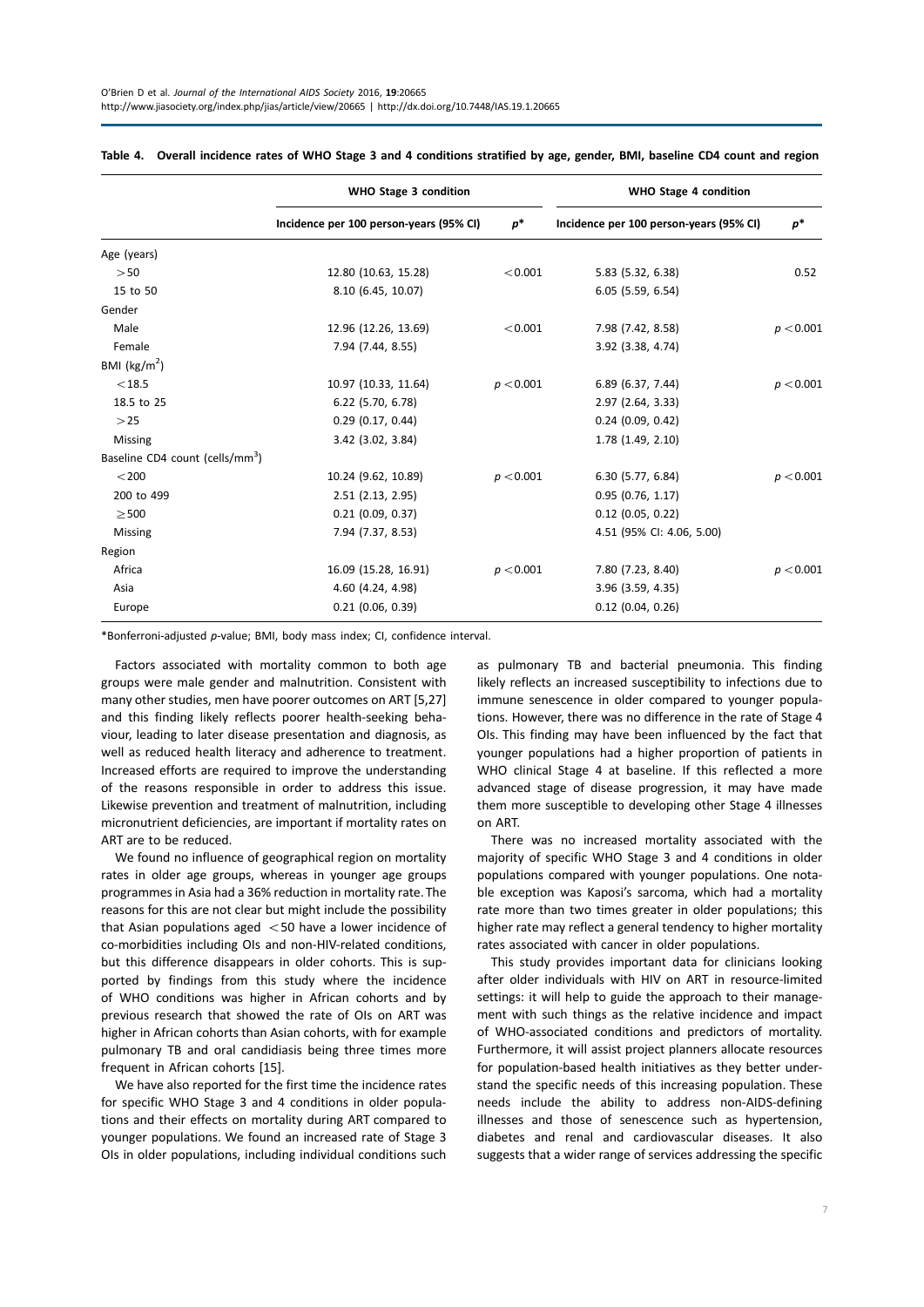**Table 4. Overall incidence rates of WHO Stage 3 and 4 conditions stratified by age, gender, BMI, baseline CD4 count and region**

| | WHO Stage 3 condition | | WHO Stage 4 condition | |
|---|---|---|---|---|
| | Incidence per 100 person-years (95% CI) | $p$* | Incidence per 100 person-years (95% CI) | $p$* |
| Age (years) | | | | |
| >50 | 12.80 (10.63, 15.28) | <0.001 | 5.83 (5.32, 6.38) | 0.52 |
| 15 to 50 | 8.10 (6.45, 10.07) | | 6.05 (5.59, 6.54) | |
| Gender | | | | |
| Male | 12.96 (12.26, 13.69) | <0.001 | 7.98 (7.42, 8.58) | $p<0.001$ |
| Female | 7.94 (7.44, 8.55) | | 3.92 (3.38, 4.74) | |
| BMI (kg/m$^2$) | | | | |
| <18.5 | 10.97 (10.33, 11.64) | $p<0.001$ | 6.89 (6.37, 7.44) | $p<0.001$ |
| 18.5 to 25 | 6.22 (5.70, 6.78) | | 2.97 (2.64, 3.33) | |
| >25 | 0.29 (0.17, 0.44) | | 0.24 (0.09, 0.42) | |
| Missing | 3.42 (3.02, 3.84) | | 1.78 (1.49, 2.10) | |
| Baseline CD4 count (cells/mm$^3$) | | | | |
| <200 | 10.24 (9.62, 10.89) | $p<0.001$ | 6.30 (5.77, 6.84) | $p<0.001$ |
| 200 to 499 | 2.51 (2.13, 2.95) | | 0.95 (0.76, 1.17) | |
| ≥500 | 0.21 (0.09, 0.37) | | 0.12 (0.05, 0.22) | |
| Missing | 7.94 (7.37, 8.53) | | 4.51 (95% CI: 4.06, 5.00) | |
| Region | | | | |
| Africa | 16.09 (15.28, 16.91) | $p<0.001$ | 7.80 (7.23, 8.40) | $p<0.001$ |
| Asia | 4.60 (4.24, 4.98) | | 3.96 (3.59, 4.35) | |
| Europe | 0.21 (0.06, 0.39) | | 0.12 (0.04, 0.26) | |

*Bonferroni-adjusted $p$-value; BMI, body mass index; CI, confidence interval.

Factors associated with mortality common to both age groups were male gender and malnutrition. Consistent with many other studies, men have poorer outcomes on ART [5,27] and this finding likely reflects poorer health-seeking behaviour, leading to later disease presentation and diagnosis, as well as reduced health literacy and adherence to treatment. Increased efforts are required to improve the understanding of the reasons responsible in order to address this issue. Likewise prevention and treatment of malnutrition, including micronutrient deficiencies, are important if mortality rates on ART are to be reduced.

We found no influence of geographical region on mortality rates in older age groups, whereas in younger age groups programmes in Asia had a 36% reduction in mortality rate. The reasons for this are not clear but might include the possibility that Asian populations aged <50 have a lower incidence of co-morbidities including OIs and non-HIV-related conditions, but this difference disappears in older cohorts. This is supported by findings from this study where the incidence of WHO conditions was higher in African cohorts and by previous research that showed the rate of OIs on ART was higher in African cohorts than Asian cohorts, with for example pulmonary TB and oral candidiasis being three times more frequent in African cohorts [15].

We have also reported for the first time the incidence rates for specific WHO Stage 3 and 4 conditions in older populations and their effects on mortality during ART compared to younger populations. We found an increased rate of Stage 3 OIs in older populations, including individual conditions such as pulmonary TB and bacterial pneumonia. This finding likely reflects an increased susceptibility to infections due to immune senescence in older compared to younger populations. However, there was no difference in the rate of Stage 4 OIs. This finding may have been influenced by the fact that younger populations had a higher proportion of patients in WHO clinical Stage 4 at baseline. If this reflected a more advanced stage of disease progression, it may have made them more susceptible to developing other Stage 4 illnesses on ART.

There was no increased mortality associated with the majority of specific WHO Stage 3 and 4 conditions in older populations compared with younger populations. One notable exception was Kaposi's sarcoma, which had a mortality rate more than two times greater in older populations; this higher rate may reflect a general tendency to higher mortality rates associated with cancer in older populations.

This study provides important data for clinicians looking after older individuals with HIV on ART in resource-limited settings: it will help to guide the approach to their management with such things as the relative incidence and impact of WHO-associated conditions and predictors of mortality. Furthermore, it will assist project planners allocate resources for population-based health initiatives as they better understand the specific needs of this increasing population. These needs include the ability to address non-AIDS-defining illnesses and those of senescence such as hypertension, diabetes and renal and cardiovascular diseases. It also suggests that a wider range of services addressing the specific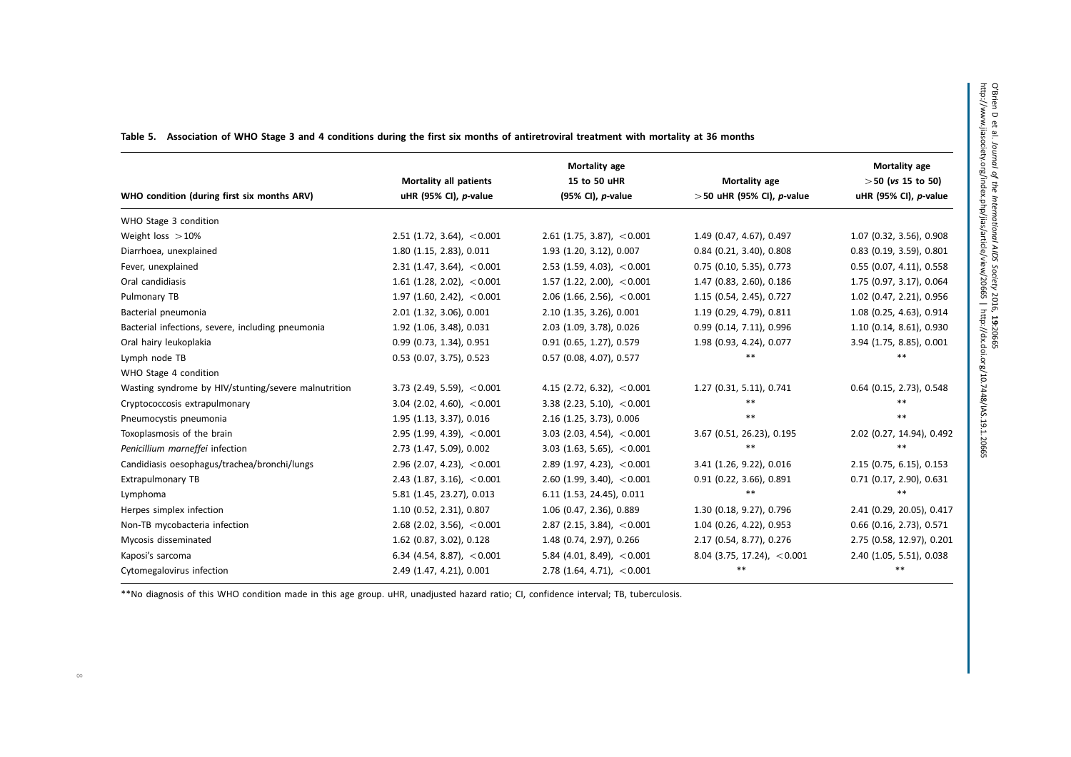**Table 5. Association of WHO Stage 3 and 4 conditions during the first six months of antiretroviral treatment with mortality at 36 months**

| WHO condition (during first six months ARV) | Mortality all patients uHR (95% CI), *p*-value | Mortality age 15 to 50 uHR (95% CI), *p*-value | Mortality age >50 uHR (95% CI), *p*-value | Mortality age >50 (*vs* 15 to 50) uHR (95% CI), *p*-value |
|---|---|---|---|---|
| WHO Stage 3 condition | | | | |
| Weight loss >10% | 2.51 (1.72, 3.64), <0.001 | 2.61 (1.75, 3.87), <0.001 | 1.49 (0.47, 4.67), 0.497 | 1.07 (0.32, 3.56), 0.908 |
| Diarrhoea, unexplained | 1.80 (1.15, 2.83), 0.011 | 1.93 (1.20, 3.12), 0.007 | 0.84 (0.21, 3.40), 0.808 | 0.83 (0.19, 3.59), 0.801 |
| Fever, unexplained | 2.31 (1.47, 3.64), <0.001 | 2.53 (1.59, 4.03), <0.001 | 0.75 (0.10, 5.35), 0.773 | 0.55 (0.07, 4.11), 0.558 |
| Oral candidiasis | 1.61 (1.28, 2.02), <0.001 | 1.57 (1.22, 2.00), <0.001 | 1.47 (0.83, 2.60), 0.186 | 1.75 (0.97, 3.17), 0.064 |
| Pulmonary TB | 1.97 (1.60, 2.42), <0.001 | 2.06 (1.66, 2.56), <0.001 | 1.15 (0.54, 2.45), 0.727 | 1.02 (0.47, 2.21), 0.956 |
| Bacterial pneumonia | 2.01 (1.32, 3.06), 0.001 | 2.10 (1.35, 3.26), 0.001 | 1.19 (0.29, 4.79), 0.811 | 1.08 (0.25, 4.63), 0.914 |
| Bacterial infections, severe, including pneumonia | 1.92 (1.06, 3.48), 0.031 | 2.03 (1.09, 3.78), 0.026 | 0.99 (0.14, 7.11), 0.996 | 1.10 (0.14, 8.61), 0.930 |
| Oral hairy leukoplakia | 0.99 (0.73, 1.34), 0.951 | 0.91 (0.65, 1.27), 0.579 | 1.98 (0.93, 4.24), 0.077 | 3.94 (1.75, 8.85), 0.001 |
| Lymph node TB | 0.53 (0.07, 3.75), 0.523 | 0.57 (0.08, 4.07), 0.577 | ** | ** |
| WHO Stage 4 condition | | | | |
| Wasting syndrome by HIV/stunting/severe malnutrition | 3.73 (2.49, 5.59), <0.001 | 4.15 (2.72, 6.32), <0.001 | 1.27 (0.31, 5.11), 0.741 | 0.64 (0.15, 2.73), 0.548 |
| Cryptococcosis extrapulmonary | 3.04 (2.02, 4.60), <0.001 | 3.38 (2.23, 5.10), <0.001 | ** | ** |
| Pneumocystis pneumonia | 1.95 (1.13, 3.37), 0.016 | 2.16 (1.25, 3.73), 0.006 | ** | ** |
| Toxoplasmosis of the brain | 2.95 (1.99, 4.39), <0.001 | 3.03 (2.03, 4.54), <0.001 | 3.67 (0.51, 26.23), 0.195 | 2.02 (0.27, 14.94), 0.492 |
| *Penicillium marneffei* infection | 2.73 (1.47, 5.09), 0.002 | 3.03 (1.63, 5.65), <0.001 | ** | ** |
| Candidiasis oesophagus/trachea/bronchi/lungs | 2.96 (2.07, 4.23), <0.001 | 2.89 (1.97, 4.23), <0.001 | 3.41 (1.26, 9.22), 0.016 | 2.15 (0.75, 6.15), 0.153 |
| Extrapulmonary TB | 2.43 (1.87, 3.16), <0.001 | 2.60 (1.99, 3.40), <0.001 | 0.91 (0.22, 3.66), 0.891 | 0.71 (0.17, 2.90), 0.631 |
| Lymphoma | 5.81 (1.45, 23.27), 0.013 | 6.11 (1.53, 24.45), 0.011 | ** | ** |
| Herpes simplex infection | 1.10 (0.52, 2.31), 0.807 | 1.06 (0.47, 2.36), 0.889 | 1.30 (0.18, 9.27), 0.796 | 2.41 (0.29, 20.05), 0.417 |
| Non-TB mycobacteria infection | 2.68 (2.02, 3.56), <0.001 | 2.87 (2.15, 3.84), <0.001 | 1.04 (0.26, 4.22), 0.953 | 0.66 (0.16, 2.73), 0.571 |
| Mycosis disseminated | 1.62 (0.87, 3.02), 0.128 | 1.48 (0.74, 2.97), 0.266 | 2.17 (0.54, 8.77), 0.276 | 2.75 (0.58, 12.97), 0.201 |
| Kaposi's sarcoma | 6.34 (4.54, 8.87), <0.001 | 5.84 (4.01, 8.49), <0.001 | 8.04 (3.75, 17.24), <0.001 | 2.40 (1.05, 5.51), 0.038 |
| Cytomegalovirus infection | 2.49 (1.47, 4.21), 0.001 | 2.78 (1.64, 4.71), <0.001 | ** | ** |

**No diagnosis of this WHO condition made in this age group. uHR, unadjusted hazard ratio; CI, confidence interval; TB, tuberculosis.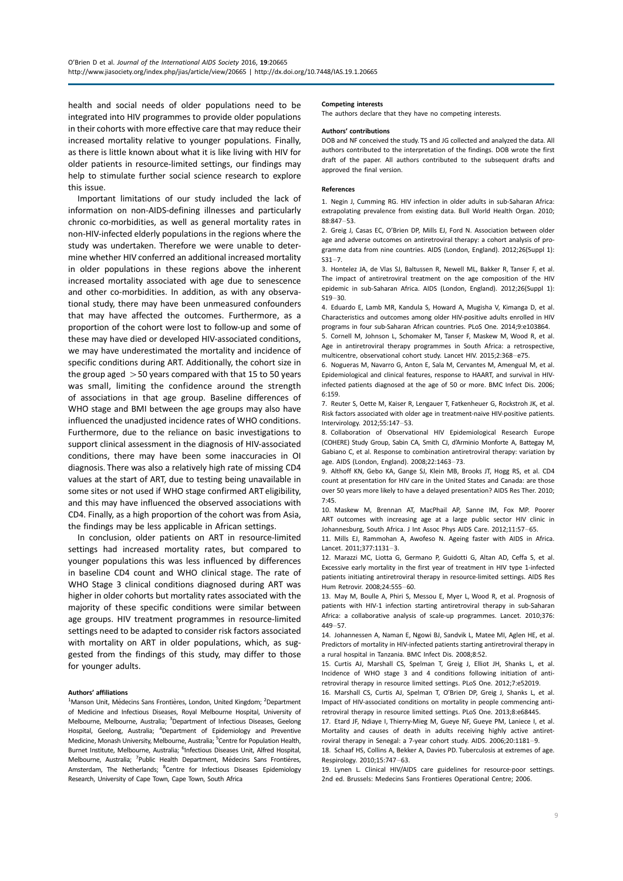health and social needs of older populations need to be integrated into HIV programmes to provide older populations in their cohorts with more effective care that may reduce their increased mortality relative to younger populations. Finally, as there is little known about what it is like living with HIV for older patients in resource-limited settings, our findings may help to stimulate further social science research to explore this issue.

Important limitations of our study included the lack of information on non-AIDS-defining illnesses and particularly chronic co-morbidities, as well as general mortality rates in non-HIV-infected elderly populations in the regions where the study was undertaken. Therefore we were unable to determine whether HIV conferred an additional increased mortality in older populations in these regions above the inherent increased mortality associated with age due to senescence and other co-morbidities. In addition, as with any observational study, there may have been unmeasured confounders that may have affected the outcomes. Furthermore, as a proportion of the cohort were lost to follow-up and some of these may have died or developed HIV-associated conditions, we may have underestimated the mortality and incidence of specific conditions during ART. Additionally, the cohort size in the group aged $>50$ years compared with that 15 to 50 years was small, limiting the confidence around the strength of associations in that age group. Baseline differences of WHO stage and BMI between the age groups may also have influenced the unadjusted incidence rates of WHO conditions. Furthermore, due to the reliance on basic investigations to support clinical assessment in the diagnosis of HIV-associated conditions, there may have been some inaccuracies in OI diagnosis. There was also a relatively high rate of missing CD4 values at the start of ART, due to testing being unavailable in some sites or not used if WHO stage confirmed ART eligibility, and this may have influenced the observed associations with CD4. Finally, as a high proportion of the cohort was from Asia, the findings may be less applicable in African settings.

In conclusion, older patients on ART in resource-limited settings had increased mortality rates, but compared to younger populations this was less influenced by differences in baseline CD4 count and WHO clinical stage. The rate of WHO Stage 3 clinical conditions diagnosed during ART was higher in older cohorts but mortality rates associated with the majority of these specific conditions were similar between age groups. HIV treatment programmes in resource-limited settings need to be adapted to consider risk factors associated with mortality on ART in older populations, which, as suggested from the findings of this study, may differ to those for younger adults.

#### Authors' affiliations

[1]Manson Unit, Médecins Sans Frontières, London, United Kingdom; [2]Department of Medicine and Infectious Diseases, Royal Melbourne Hospital, University of Melbourne, Melbourne, Australia; [3]Department of Infectious Diseases, Geelong Hospital, Geelong, Australia; [4]Department of Epidemiology and Preventive Medicine, Monash University, Melbourne, Australia; [5]Centre for Population Health, Burnet Institute, Melbourne, Australia; [6]Infectious Diseases Unit, Alfred Hospital, Melbourne, Australia; [7]Public Health Department, Médecins Sans Frontières, Amsterdam, The Netherlands; [8]Centre for Infectious Diseases Epidemiology Research, University of Cape Town, Cape Town, South Africa

#### Competing interests

The authors declare that they have no competing interests.

#### Authors' contributions

DOB and NF conceived the study. TS and JG collected and analyzed the data. All authors contributed to the interpretation of the findings. DOB wrote the first draft of the paper. All authors contributed to the subsequent drafts and approved the final version.

#### References

1. Negin J, Cumming RG. HIV infection in older adults in sub-Saharan Africa: extrapolating prevalence from existing data. Bull World Health Organ. 2010; 88:847–53.
2. Greig J, Casas EC, O'Brien DP, Mills EJ, Ford N. Association between older age and adverse outcomes on antiretroviral therapy: a cohort analysis of programme data from nine countries. AIDS (London, England). 2012;26(Suppl 1): S31–7.
3. Hontelez JA, de Vlas SJ, Baltussen R, Newell ML, Bakker R, Tanser F, et al. The impact of antiretroviral treatment on the age composition of the HIV epidemic in sub-Saharan Africa. AIDS (London, England). 2012;26(Suppl 1): S19–30.
4. Eduardo E, Lamb MR, Kandula S, Howard A, Mugisha V, Kimanga D, et al. Characteristics and outcomes among older HIV-positive adults enrolled in HIV programs in four sub-Saharan African countries. PLoS One. 2014;9:e103864.
5. Cornell M, Johnson L, Schomaker M, Tanser F, Maskew M, Wood R, et al. Age in antiretroviral therapy programmes in South Africa: a retrospective, multicentre, observational cohort study. Lancet HIV. 2015;2:368–e75.
6. Nogueras M, Navarro G, Anton E, Sala M, Cervantes M, Amengual M, et al. Epidemiological and clinical features, response to HAART, and survival in HIV-infected patients diagnosed at the age of 50 or more. BMC Infect Dis. 2006; 6:159.
7. Reuter S, Oette M, Kaiser R, Lengauer T, Fatkenheuer G, Rockstroh JK, et al. Risk factors associated with older age in treatment-naive HIV-positive patients. Intervirology. 2012;55:147–53.
8. Collaboration of Observational HIV Epidemiological Research Europe (COHERE) Study Group, Sabin CA, Smith CJ, d'Arminio Monforte A, Battegay M, Gabiano C, et al. Response to combination antiretroviral therapy: variation by age. AIDS (London, England). 2008;22:1463–73.
9. Althoff KN, Gebo KA, Gange SJ, Klein MB, Brooks JT, Hogg RS, et al. CD4 count at presentation for HIV care in the United States and Canada: are those over 50 years more likely to have a delayed presentation? AIDS Res Ther. 2010; 7:45.
10. Maskew M, Brennan AT, MacPhail AP, Sanne IM, Fox MP. Poorer ART outcomes with increasing age at a large public sector HIV clinic in Johannesburg, South Africa. J Int Assoc Phys AIDS Care. 2012;11:57–65.
11. Mills EJ, Rammohan A, Awofeso N. Ageing faster with AIDS in Africa. Lancet. 2011;377:1131–3.
12. Marazzi MC, Liotta G, Germano P, Guidotti G, Altan AD, Ceffa S, et al. Excessive early mortality in the first year of treatment in HIV type 1-infected patients initiating antiretroviral therapy in resource-limited settings. AIDS Res Hum Retrovir. 2008;24:555–60.
13. May M, Boulle A, Phiri S, Messou E, Myer L, Wood R, et al. Prognosis of patients with HIV-1 infection starting antiretroviral therapy in sub-Saharan Africa: a collaborative analysis of scale-up programmes. Lancet. 2010;376: 449–57.
14. Johannessen A, Naman E, Ngowi BJ, Sandvik L, Matee MI, Aglen HE, et al. Predictors of mortality in HIV-infected patients starting antiretroviral therapy in a rural hospital in Tanzania. BMC Infect Dis. 2008;8:52.
15. Curtis AJ, Marshall CS, Spelman T, Greig J, Elliot JH, Shanks L, et al. Incidence of WHO stage 3 and 4 conditions following initiation of antiretroviral therapy in resource limited settings. PLoS One. 2012;7:e52019.
16. Marshall CS, Curtis AJ, Spelman T, O'Brien DP, Greig J, Shanks L, et al. Impact of HIV-associated conditions on mortality in people commencing antiretroviral therapy in resource limited settings. PLoS One. 2013;8:e68445.
17. Etard JF, Ndiaye I, Thierry-Mieg M, Gueye NF, Gueye PM, Laniece I, et al. Mortality and causes of death in adults receiving highly active antiretroviral therapy in Senegal: a 7-year cohort study. AIDS. 2006;20:1181–9.
18. Schaaf HS, Collins A, Bekker A, Davies PD. Tuberculosis at extremes of age. Respirology. 2010;15:747–63.
19. Lynen L. Clinical HIV/AIDS care guidelines for resource-poor settings. 2nd ed. Brussels: Medecins Sans Frontieres Operational Centre; 2006.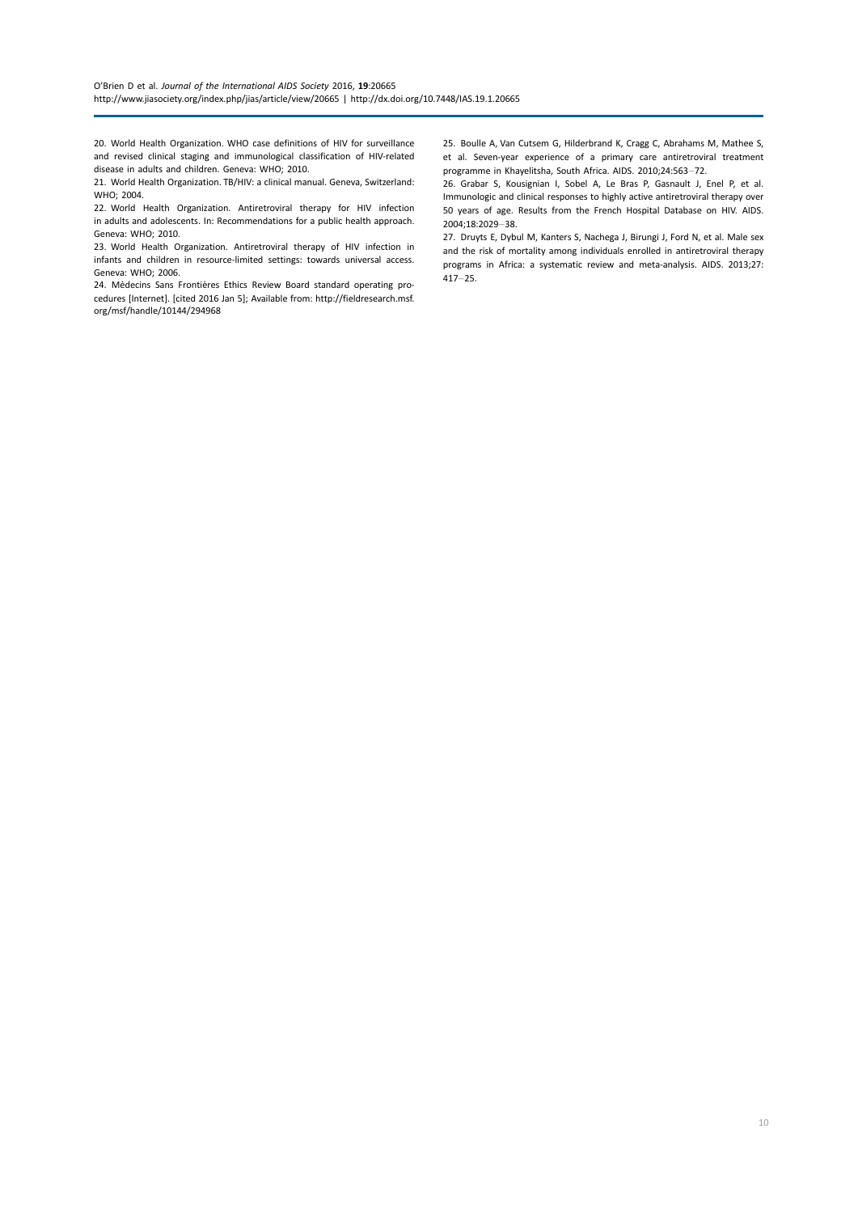20. World Health Organization. WHO case definitions of HIV for surveillance and revised clinical staging and immunological classification of HIV-related disease in adults and children. Geneva: WHO; 2010.

21. World Health Organization. TB/HIV: a clinical manual. Geneva, Switzerland: WHO; 2004.

22. World Health Organization. Antiretroviral therapy for HIV infection in adults and adolescents. In: Recommendations for a public health approach. Geneva: WHO; 2010.

23. World Health Organization. Antiretroviral therapy of HIV infection in infants and children in resource-limited settings: towards universal access. Geneva: WHO; 2006.

24. Mèdecins Sans Frontiéres Ethics Review Board standard operating procedures [Internet]. [cited 2016 Jan 5]; Available from: http://fieldresearch.msf.org/msf/handle/10144/294968

25. Boulle A, Van Cutsem G, Hilderbrand K, Cragg C, Abrahams M, Mathee S, et al. Seven-year experience of a primary care antiretroviral treatment programme in Khayelitsha, South Africa. AIDS. 2010;24:563–72.

26. Grabar S, Kousignian I, Sobel A, Le Bras P, Gasnault J, Enel P, et al. Immunologic and clinical responses to highly active antiretroviral therapy over 50 years of age. Results from the French Hospital Database on HIV. AIDS. 2004;18:2029–38.

27. Druyts E, Dybul M, Kanters S, Nachega J, Birungi J, Ford N, et al. Male sex and the risk of mortality among individuals enrolled in antiretroviral therapy programs in Africa: a systematic review and meta-analysis. AIDS. 2013;27:417–25.